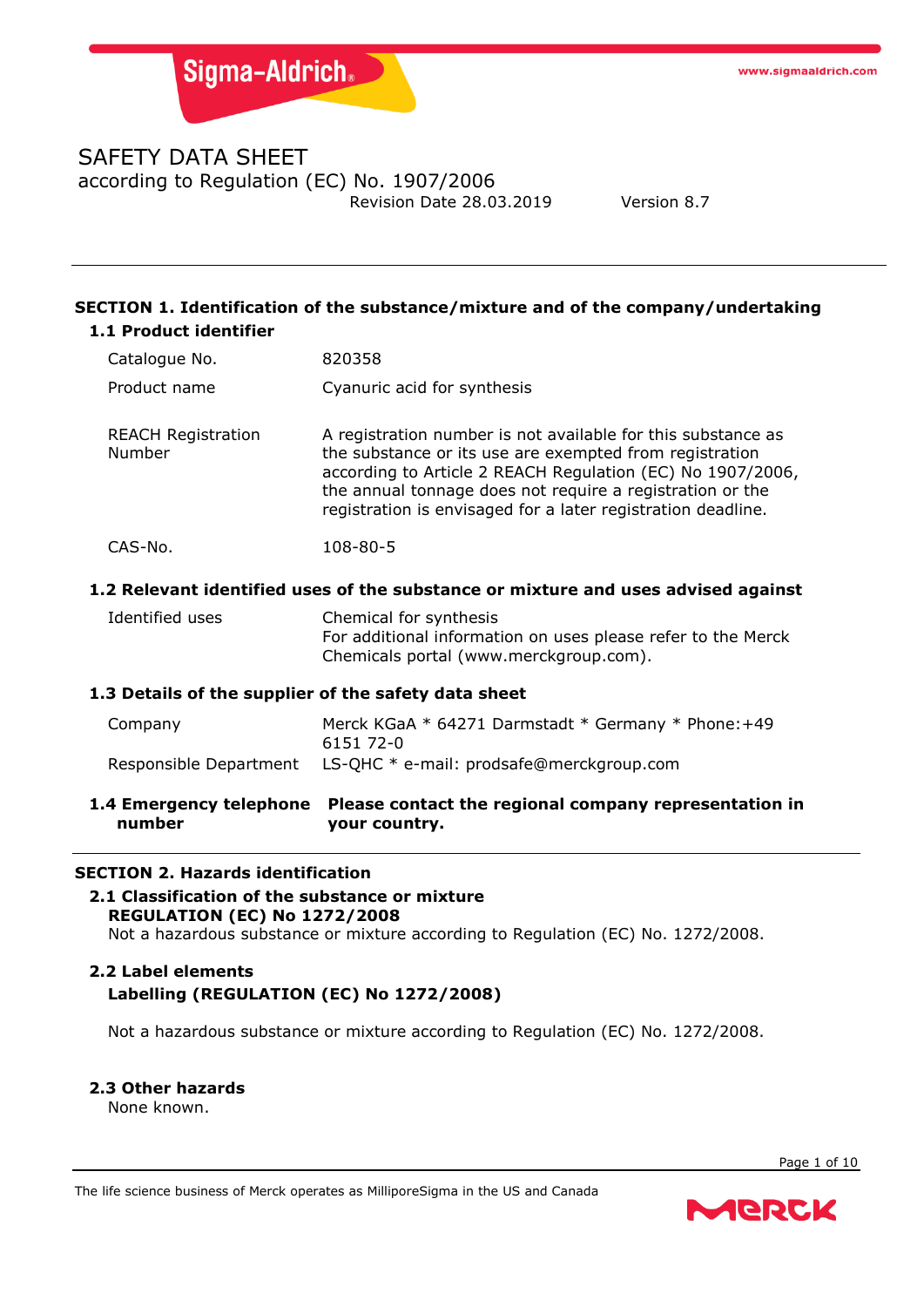# SAFETY DATA SHEET

according to Regulation (EC) No. 1907/2006

Revision Date 28.03.2019 Version 8.7

## SECTION 1. Identification of the substance/mixture and of the company/undertaking

### 1.1 Product identifier

| | |
|---|---|
| Catalogue No. | 820358 |
| Product name | Cyanuric acid for synthesis |
| REACH Registration Number | A registration number is not available for this substance as the substance or its use are exempted from registration according to Article 2 REACH Regulation (EC) No 1907/2006, the annual tonnage does not require a registration or the registration is envisaged for a later registration deadline. |
| CAS-No. | 108-80-5 |

### 1.2 Relevant identified uses of the substance or mixture and uses advised against

| | |
|---|---|
| Identified uses | Chemical for synthesis<br>For additional information on uses please refer to the Merck Chemicals portal (www.merckgroup.com). |

### 1.3 Details of the supplier of the safety data sheet

| | |
|---|---|
| Company | Merck KGaA * 64271 Darmstadt * Germany * Phone:+49 6151 72-0 |
| Responsible Department | LS-QHC * e-mail: prodsafe@merckgroup.com |

### 1.4 Emergency telephone number

**Please contact the regional company representation in your country.**

## SECTION 2. Hazards identification

### 2.1 Classification of the substance or mixture

**REGULATION (EC) No 1272/2008**

Not a hazardous substance or mixture according to Regulation (EC) No. 1272/2008.

### 2.2 Label elements

**Labelling (REGULATION (EC) No 1272/2008)**

Not a hazardous substance or mixture according to Regulation (EC) No. 1272/2008.

### 2.3 Other hazards

None known.

The life science business of Merck operates as MilliporeSigma in the US and Canada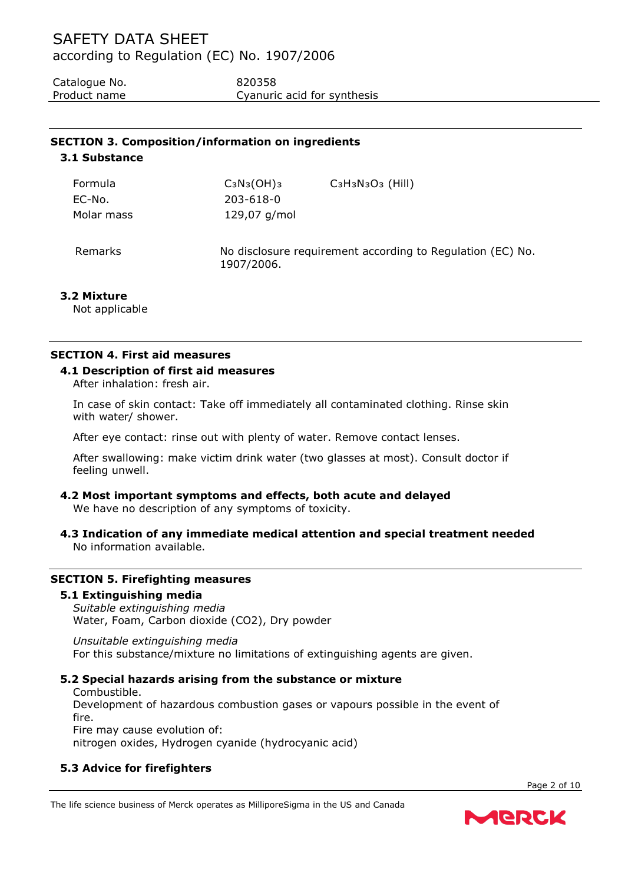## SECTION 3. Composition/information on ingredients

### 3.1 Substance

| | | |
|---|---|---|
| Formula | $C_3N_3(OH)_3$ | $C_3H_3N_3O_3$ (Hill) |
| EC-No. | 203-618-0 | |
| Molar mass | 129,07 g/mol | |

Remarks: No disclosure requirement according to Regulation (EC) No. 1907/2006.

### 3.2 Mixture

Not applicable

## SECTION 4. First aid measures

### 4.1 Description of first aid measures

After inhalation: fresh air.

In case of skin contact: Take off immediately all contaminated clothing. Rinse skin with water/ shower.

After eye contact: rinse out with plenty of water. Remove contact lenses.

After swallowing: make victim drink water (two glasses at most). Consult doctor if feeling unwell.

### 4.2 Most important symptoms and effects, both acute and delayed

We have no description of any symptoms of toxicity.

### 4.3 Indication of any immediate medical attention and special treatment needed

No information available.

## SECTION 5. Firefighting measures

### 5.1 Extinguishing media

*Suitable extinguishing media*

Water, Foam, Carbon dioxide ($CO_2$), Dry powder

*Unsuitable extinguishing media*

For this substance/mixture no limitations of extinguishing agents are given.

### 5.2 Special hazards arising from the substance or mixture

Combustible.
Development of hazardous combustion gases or vapours possible in the event of fire.
Fire may cause evolution of:
nitrogen oxides, Hydrogen cyanide (hydrocyanic acid)

### 5.3 Advice for firefighters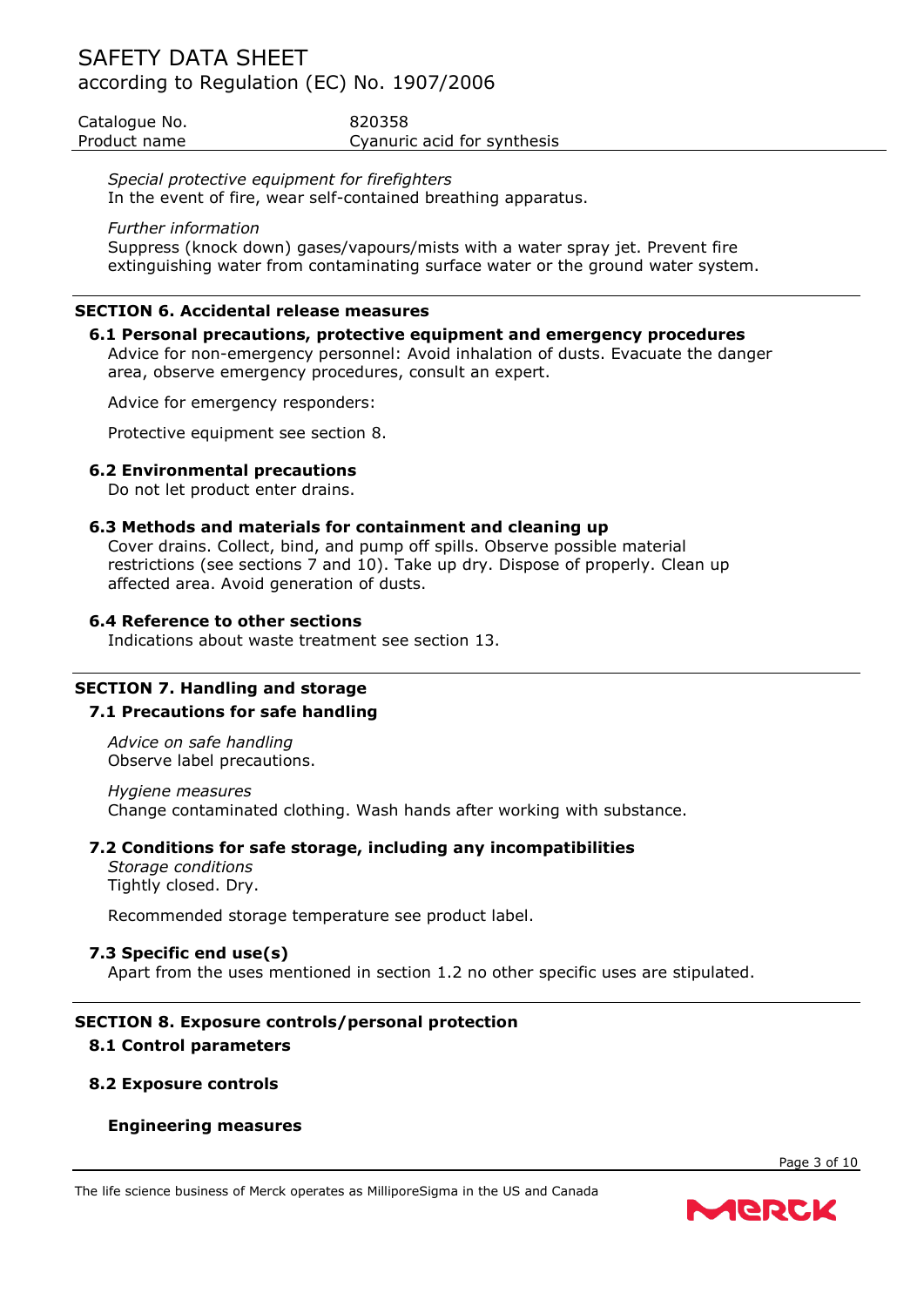*Special protective equipment for firefighters*
In the event of fire, wear self-contained breathing apparatus.

*Further information*
Suppress (knock down) gases/vapours/mists with a water spray jet. Prevent fire extinguishing water from contaminating surface water or the ground water system.

## SECTION 6. Accidental release measures

### 6.1 Personal precautions, protective equipment and emergency procedures

Advice for non-emergency personnel: Avoid inhalation of dusts. Evacuate the danger area, observe emergency procedures, consult an expert.

Advice for emergency responders:

Protective equipment see section 8.

### 6.2 Environmental precautions

Do not let product enter drains.

### 6.3 Methods and materials for containment and cleaning up

Cover drains. Collect, bind, and pump off spills. Observe possible material restrictions (see sections 7 and 10). Take up dry. Dispose of properly. Clean up affected area. Avoid generation of dusts.

### 6.4 Reference to other sections

Indications about waste treatment see section 13.

## SECTION 7. Handling and storage

### 7.1 Precautions for safe handling

*Advice on safe handling*
Observe label precautions.

*Hygiene measures*
Change contaminated clothing. Wash hands after working with substance.

### 7.2 Conditions for safe storage, including any incompatibilities

*Storage conditions*
Tightly closed. Dry.

Recommended storage temperature see product label.

### 7.3 Specific end use(s)

Apart from the uses mentioned in section 1.2 no other specific uses are stipulated.

## SECTION 8. Exposure controls/personal protection

### 8.1 Control parameters

### 8.2 Exposure controls

**Engineering measures**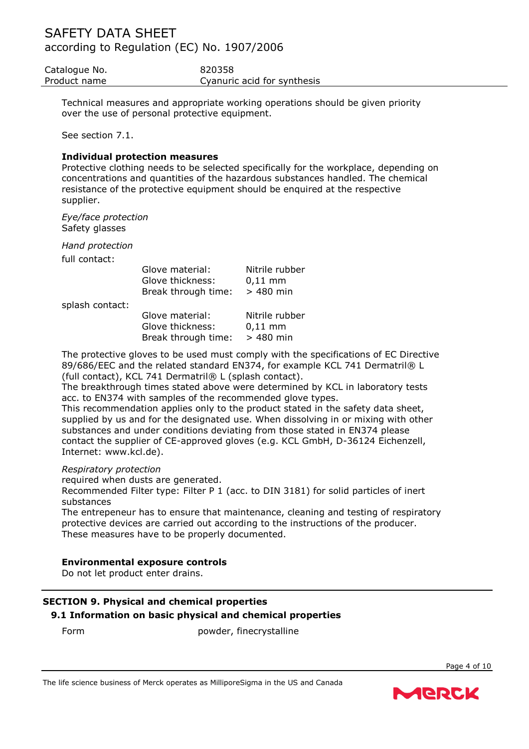Technical measures and appropriate working operations should be given priority over the use of personal protective equipment.

See section 7.1.

**Individual protection measures**

Protective clothing needs to be selected specifically for the workplace, depending on concentrations and quantities of the hazardous substances handled. The chemical resistance of the protective equipment should be enquired at the respective supplier.

*Eye/face protection*

Safety glasses

*Hand protection*

full contact:

| | |
|---|---|
| Glove material: | Nitrile rubber |
| Glove thickness: | 0,11 mm |
| Break through time: | > 480 min |

splash contact:

| | |
|---|---|
| Glove material: | Nitrile rubber |
| Glove thickness: | 0,11 mm |
| Break through time: | > 480 min |

The protective gloves to be used must comply with the specifications of EC Directive 89/686/EEC and the related standard EN374, for example KCL 741 Dermatril® L (full contact), KCL 741 Dermatril® L (splash contact).
The breakthrough times stated above were determined by KCL in laboratory tests acc. to EN374 with samples of the recommended glove types.
This recommendation applies only to the product stated in the safety data sheet, supplied by us and for the designated use. When dissolving in or mixing with other substances and under conditions deviating from those stated in EN374 please contact the supplier of CE-approved gloves (e.g. KCL GmbH, D-36124 Eichenzell, Internet: www.kcl.de).

*Respiratory protection*

required when dusts are generated.
Recommended Filter type: Filter P 1 (acc. to DIN 3181) for solid particles of inert substances
The entrepeneur has to ensure that maintenance, cleaning and testing of respiratory protective devices are carried out according to the instructions of the producer.
These measures have to be properly documented.

**Environmental exposure controls**

Do not let product enter drains.

## SECTION 9. Physical and chemical properties

### 9.1 Information on basic physical and chemical properties

| | |
|---|---|
| Form | powder, finecrystalline |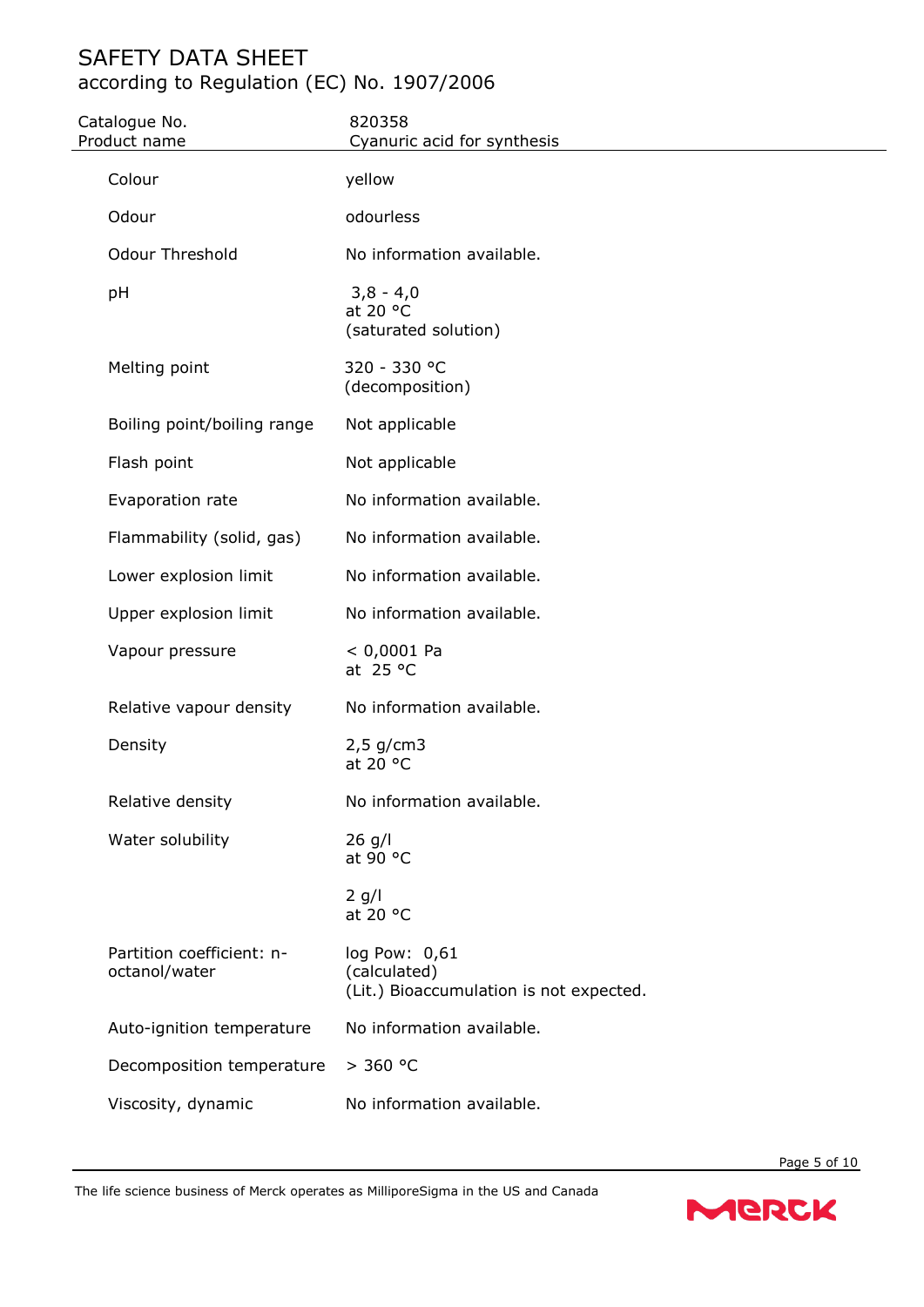| Catalogue No. | 820358 |
| --- | --- |
| Product name | Cyanuric acid for synthesis |

| | |
| --- | --- |
| Colour | yellow |
| Odour | odourless |
| Odour Threshold | No information available. |
| pH | 3,8 - 4,0<br>at 20 °C<br>(saturated solution) |
| Melting point | 320 - 330 °C<br>(decomposition) |
| Boiling point/boiling range | Not applicable |
| Flash point | Not applicable |
| Evaporation rate | No information available. |
| Flammability (solid, gas) | No information available. |
| Lower explosion limit | No information available. |
| Upper explosion limit | No information available. |
| Vapour pressure | < 0,0001 Pa<br>at 25 °C |
| Relative vapour density | No information available. |
| Density | 2,5 g/cm3<br>at 20 °C |
| Relative density | No information available. |
| Water solubility | 26 g/l<br>at 90 °C<br><br>2 g/l<br>at 20 °C |
| Partition coefficient: n-octanol/water | log Pow: 0,61<br>(calculated)<br>(Lit.) Bioaccumulation is not expected. |
| Auto-ignition temperature | No information available. |
| Decomposition temperature | > 360 °C |
| Viscosity, dynamic | No information available. |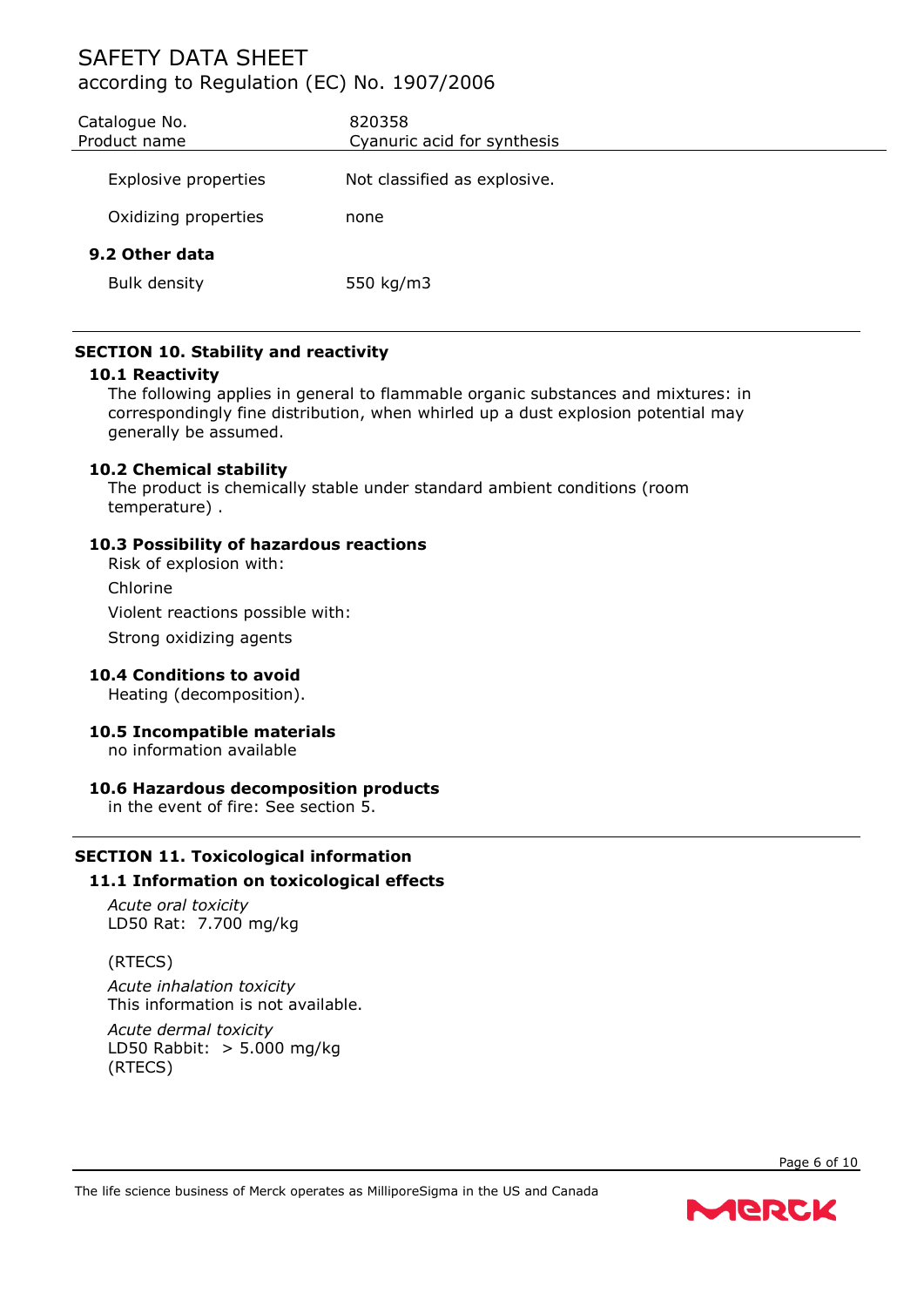| Explosive properties | Not classified as explosive. |
|---|---|
| Oxidizing properties | none |

**9.2 Other data**

| Bulk density | 550 kg/m3 |
|---|---|

## SECTION 10. Stability and reactivity

### 10.1 Reactivity

The following applies in general to flammable organic substances and mixtures: in correspondingly fine distribution, when whirled up a dust explosion potential may generally be assumed.

### 10.2 Chemical stability

The product is chemically stable under standard ambient conditions (room temperature) .

### 10.3 Possibility of hazardous reactions

Risk of explosion with:

Chlorine

Violent reactions possible with:

Strong oxidizing agents

### 10.4 Conditions to avoid

Heating (decomposition).

### 10.5 Incompatible materials

no information available

### 10.6 Hazardous decomposition products

in the event of fire: See section 5.

## SECTION 11. Toxicological information

### 11.1 Information on toxicological effects

*Acute oral toxicity*
LD50 Rat: 7.700 mg/kg

(RTECS)

*Acute inhalation toxicity*
This information is not available.

*Acute dermal toxicity*
LD50 Rabbit: > 5.000 mg/kg
(RTECS)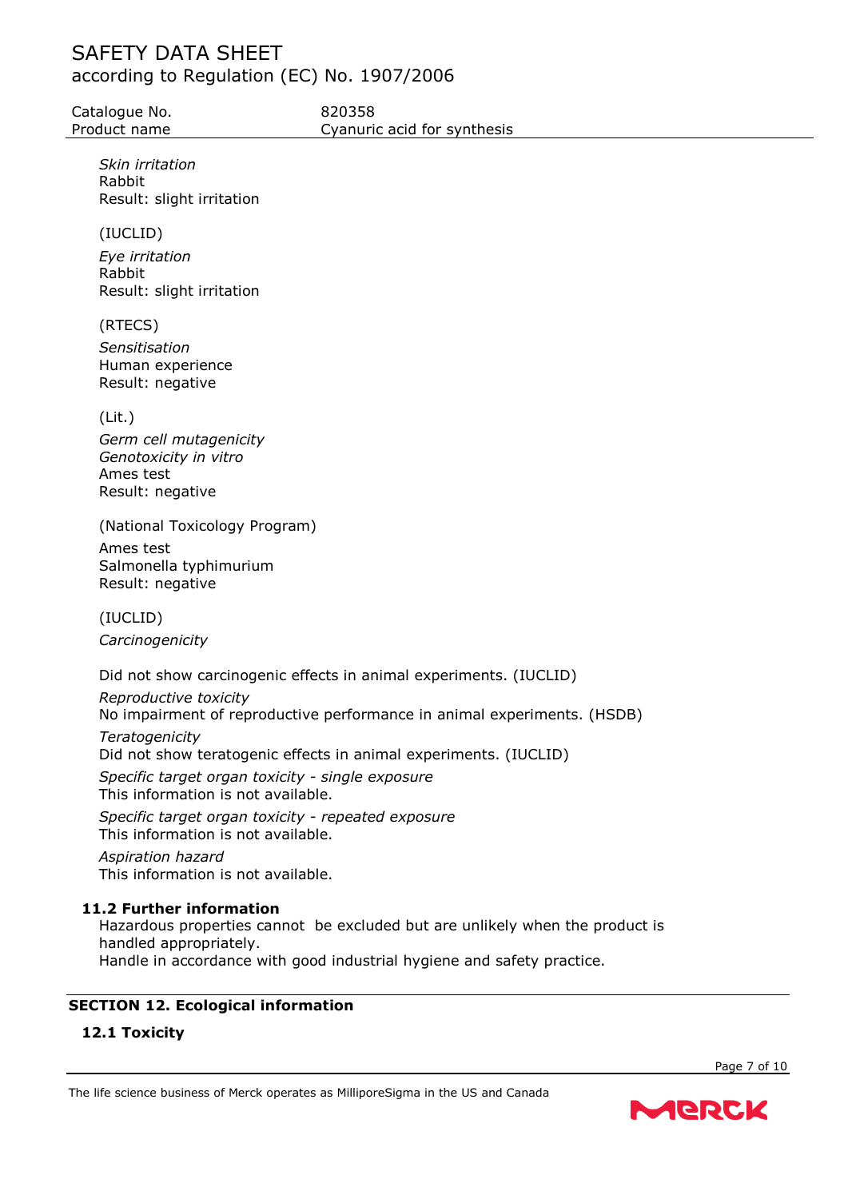*Skin irritation*
Rabbit
Result: slight irritation

(IUCLID)

*Eye irritation*
Rabbit
Result: slight irritation

(RTECS)

*Sensitisation*
Human experience
Result: negative

(Lit.)

*Germ cell mutagenicity*
*Genotoxicity in vitro*
Ames test
Result: negative

(National Toxicology Program)

Ames test
Salmonella typhimurium
Result: negative

(IUCLID)

*Carcinogenicity*

Did not show carcinogenic effects in animal experiments. (IUCLID)

*Reproductive toxicity*
No impairment of reproductive performance in animal experiments. (HSDB)

*Teratogenicity*
Did not show teratogenic effects in animal experiments. (IUCLID)

*Specific target organ toxicity - single exposure*
This information is not available.

*Specific target organ toxicity - repeated exposure*
This information is not available.

*Aspiration hazard*
This information is not available.

### 11.2 Further information

Hazardous properties cannot be excluded but are unlikely when the product is handled appropriately.
Handle in accordance with good industrial hygiene and safety practice.

## SECTION 12. Ecological information

### 12.1 Toxicity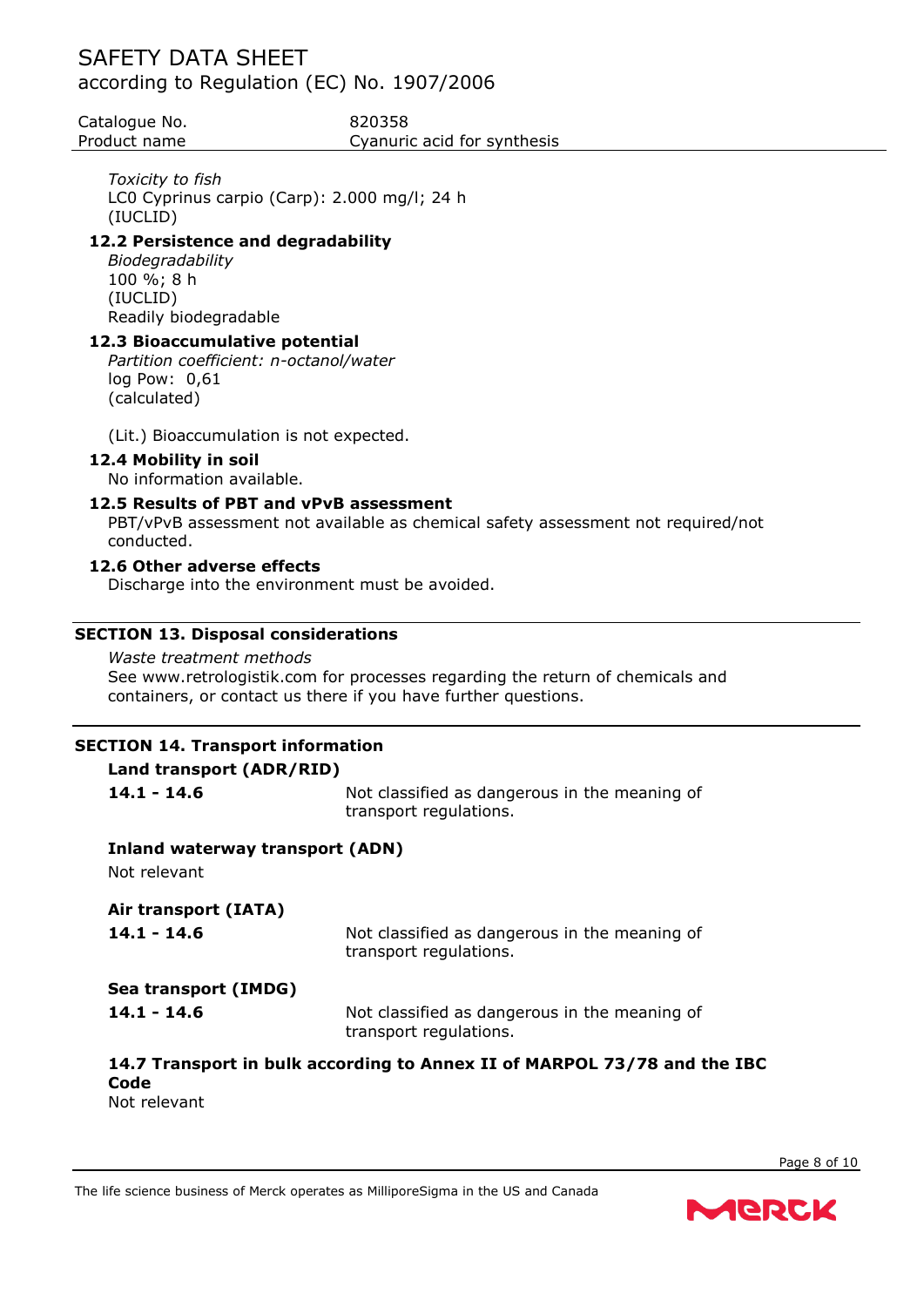*Toxicity to fish*
LC0 Cyprinus carpio (Carp): 2.000 mg/l; 24 h
(IUCLID)

### 12.2 Persistence and degradability

*Biodegradability*
100 %; 8 h
(IUCLID)
Readily biodegradable

### 12.3 Bioaccumulative potential

*Partition coefficient: n-octanol/water*
log Pow: 0,61
(calculated)

(Lit.) Bioaccumulation is not expected.

### 12.4 Mobility in soil

No information available.

### 12.5 Results of PBT and vPvB assessment

PBT/vPvB assessment not available as chemical safety assessment not required/not conducted.

### 12.6 Other adverse effects

Discharge into the environment must be avoided.

## SECTION 13. Disposal considerations

*Waste treatment methods*
See www.retrologistik.com for processes regarding the return of chemicals and containers, or contact us there if you have further questions.

## SECTION 14. Transport information

**Land transport (ADR/RID)**

**14.1 - 14.6** Not classified as dangerous in the meaning of transport regulations.

**Inland waterway transport (ADN)**

Not relevant

**Air transport (IATA)**

**14.1 - 14.6** Not classified as dangerous in the meaning of transport regulations.

**Sea transport (IMDG)**

**14.1 - 14.6** Not classified as dangerous in the meaning of transport regulations.

**14.7 Transport in bulk according to Annex II of MARPOL 73/78 and the IBC Code**

Not relevant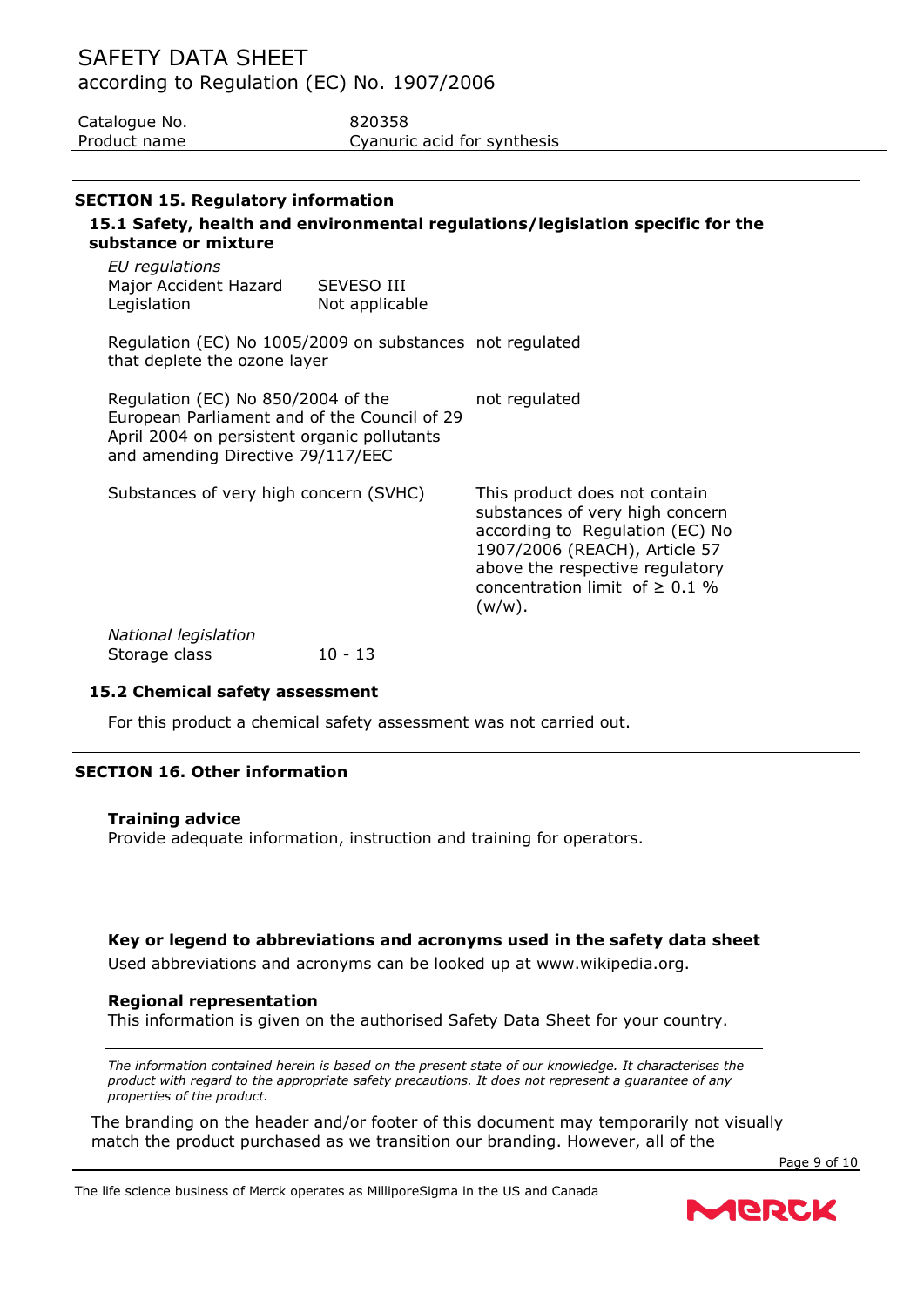## SECTION 15. Regulatory information

### 15.1 Safety, health and environmental regulations/legislation specific for the substance or mixture

*EU regulations*

| | |
|---|---|
| Major Accident Hazard Legislation | SEVESO III Not applicable |
| Regulation (EC) No 1005/2009 on substances that deplete the ozone layer | not regulated |
| Regulation (EC) No 850/2004 of the European Parliament and of the Council of 29 April 2004 on persistent organic pollutants and amending Directive 79/117/EEC | not regulated |
| Substances of very high concern (SVHC) | This product does not contain substances of very high concern according to Regulation (EC) No 1907/2006 (REACH), Article 57 above the respective regulatory concentration limit of ≥ 0.1 % (w/w). |

*National legislation*

| | |
|---|---|
| Storage class | 10 - 13 |

### 15.2 Chemical safety assessment

For this product a chemical safety assessment was not carried out.

## SECTION 16. Other information

**Training advice**

Provide adequate information, instruction and training for operators.

**Key or legend to abbreviations and acronyms used in the safety data sheet**

Used abbreviations and acronyms can be looked up at www.wikipedia.org.

**Regional representation**

This information is given on the authorised Safety Data Sheet for your country.

*The information contained herein is based on the present state of our knowledge. It characterises the product with regard to the appropriate safety precautions. It does not represent a guarantee of any properties of the product.*

The branding on the header and/or footer of this document may temporarily not visually match the product purchased as we transition our branding. However, all of the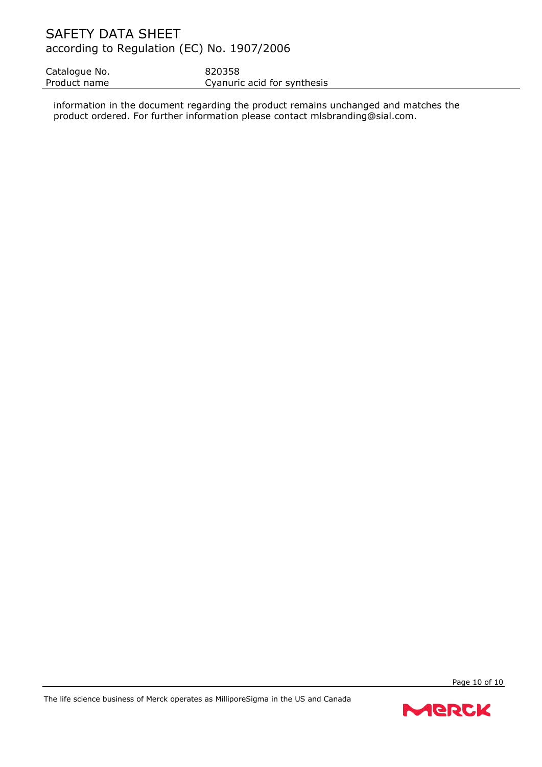information in the document regarding the product remains unchanged and matches the product ordered. For further information please contact mlsbranding@sial.com.